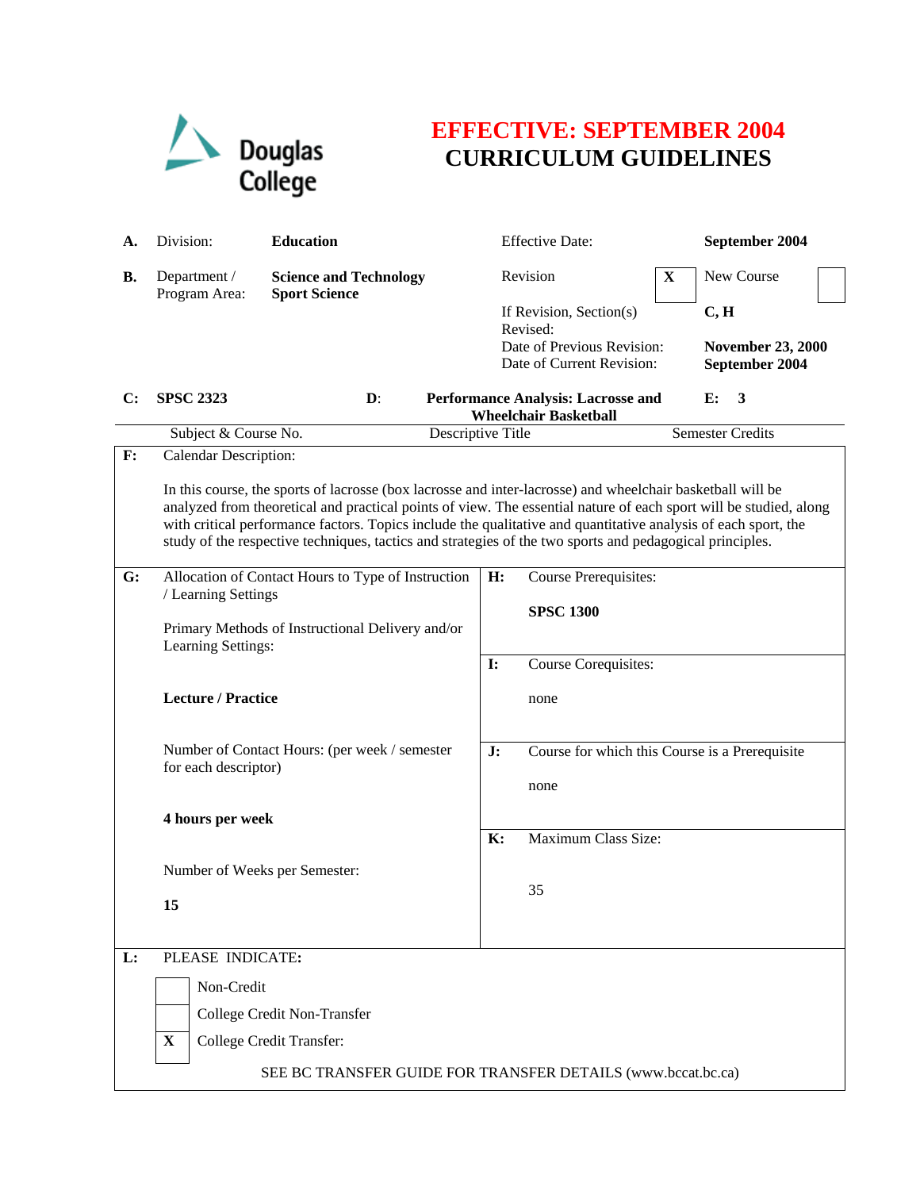Douglas College

# EFFECTIVE: SEPTEMBER 2004
# CURRICULUM GUIDELINES

| | | | | |
|---|---|---|---|---|
| **A.** | Division: | **Education** | Effective Date: | **September 2004** |
| **B.** | Department / Program Area: | **Science and Technology Sport Science** | Revision **X** | New Course ☐ |
| | | | If Revision, Section(s) Revised: | **C, H** |
| | | | Date of Previous Revision: | **November 23, 2000** |
| | | | Date of Current Revision: | **September 2004** |

| **C:** | **SPSC 2323** | **D:** | **Performance Analysis: Lacrosse and Wheelchair Basketball** | **E:** **3** |
|---|---|---|---|---|
| | Subject & Course No. | | Descriptive Title | Semester Credits |

**F:** Calendar Description:

In this course, the sports of lacrosse (box lacrosse and inter-lacrosse) and wheelchair basketball will be analyzed from theoretical and practical points of view. The essential nature of each sport will be studied, along with critical performance factors. Topics include the qualitative and quantitative analysis of each sport, the study of the respective techniques, tactics and strategies of the two sports and pedagogical principles.

**G:** Allocation of Contact Hours to Type of Instruction / Learning Settings

Primary Methods of Instructional Delivery and/or Learning Settings:

**Lecture / Practice**

Number of Contact Hours: (per week / semester for each descriptor)

**4 hours per week**

Number of Weeks per Semester:

**15**

**H:** Course Prerequisites:

**SPSC 1300**

**I:** Course Corequisites:

none

**J:** Course for which this Course is a Prerequisite

none

**K:** Maximum Class Size:

35

**L:** PLEASE INDICATE:

- [ ] Non-Credit
- [ ] College Credit Non-Transfer
- [X] College Credit Transfer:

SEE BC TRANSFER GUIDE FOR TRANSFER DETAILS (www.bccat.bc.ca)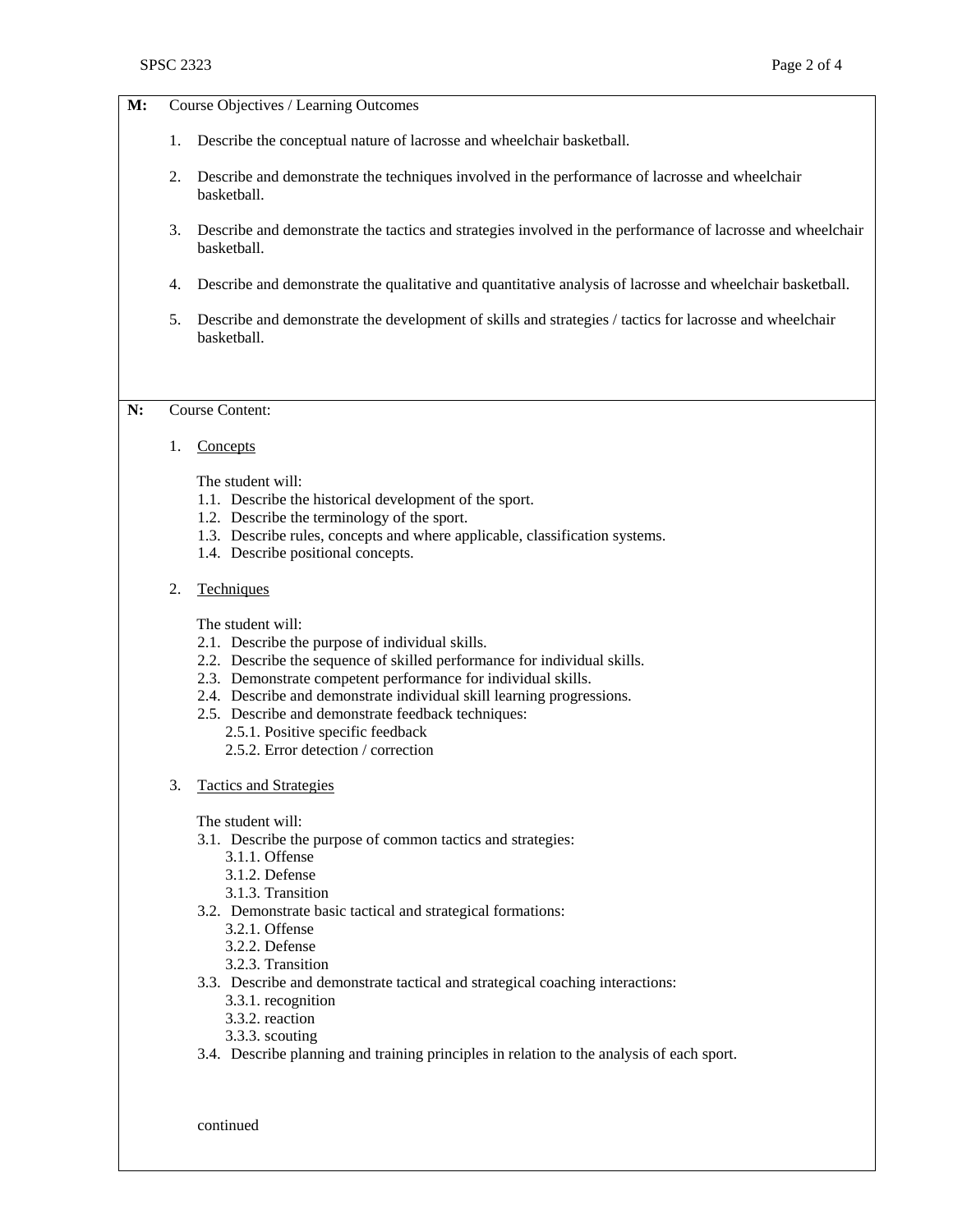**M:** Course Objectives / Learning Outcomes

1. Describe the conceptual nature of lacrosse and wheelchair basketball.

2. Describe and demonstrate the techniques involved in the performance of lacrosse and wheelchair basketball.

3. Describe and demonstrate the tactics and strategies involved in the performance of lacrosse and wheelchair basketball.

4. Describe and demonstrate the qualitative and quantitative analysis of lacrosse and wheelchair basketball.

5. Describe and demonstrate the development of skills and strategies / tactics for lacrosse and wheelchair basketball.

**N:** Course Content:

1. Concepts

   The student will:
   - 1.1. Describe the historical development of the sport.
   - 1.2. Describe the terminology of the sport.
   - 1.3. Describe rules, concepts and where applicable, classification systems.
   - 1.4. Describe positional concepts.

2. Techniques

   The student will:
   - 2.1. Describe the purpose of individual skills.
   - 2.2. Describe the sequence of skilled performance for individual skills.
   - 2.3. Demonstrate competent performance for individual skills.
   - 2.4. Describe and demonstrate individual skill learning progressions.
   - 2.5. Describe and demonstrate feedback techniques:
     - 2.5.1. Positive specific feedback
     - 2.5.2. Error detection / correction

3. Tactics and Strategies

   The student will:
   - 3.1. Describe the purpose of common tactics and strategies:
     - 3.1.1. Offense
     - 3.1.2. Defense
     - 3.1.3. Transition
   - 3.2. Demonstrate basic tactical and strategical formations:
     - 3.2.1. Offense
     - 3.2.2. Defense
     - 3.2.3. Transition
   - 3.3. Describe and demonstrate tactical and strategical coaching interactions:
     - 3.3.1. recognition
     - 3.3.2. reaction
     - 3.3.3. scouting
   - 3.4. Describe planning and training principles in relation to the analysis of each sport.

continued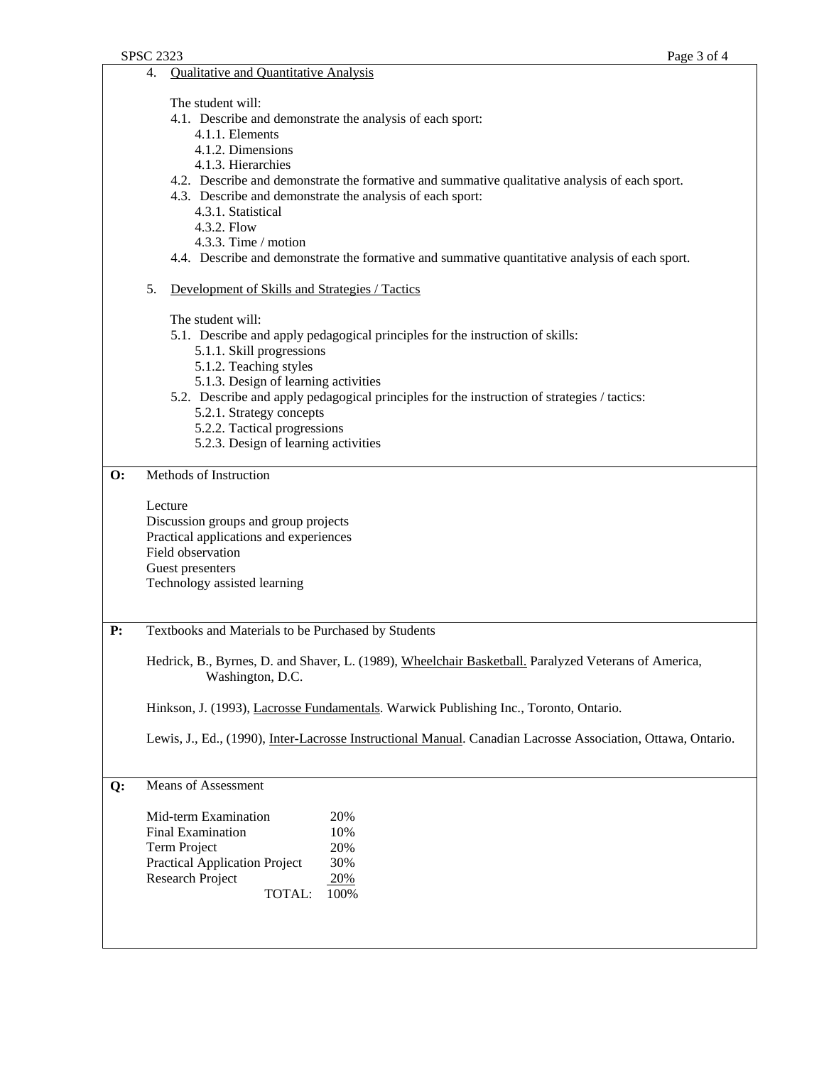4. Qualitative and Quantitative Analysis

   The student will:

   4.1. Describe and demonstrate the analysis of each sport:
      - 4.1.1. Elements
      - 4.1.2. Dimensions
      - 4.1.3. Hierarchies

   4.2. Describe and demonstrate the formative and summative qualitative analysis of each sport.

   4.3. Describe and demonstrate the analysis of each sport:
      - 4.3.1. Statistical
      - 4.3.2. Flow
      - 4.3.3. Time / motion

   4.4. Describe and demonstrate the formative and summative quantitative analysis of each sport.

5. Development of Skills and Strategies / Tactics

   The student will:

   5.1. Describe and apply pedagogical principles for the instruction of skills:
      - 5.1.1. Skill progressions
      - 5.1.2. Teaching styles
      - 5.1.3. Design of learning activities

   5.2. Describe and apply pedagogical principles for the instruction of strategies / tactics:
      - 5.2.1. Strategy concepts
      - 5.2.2. Tactical progressions
      - 5.2.3. Design of learning activities

## O: Methods of Instruction

Lecture
Discussion groups and group projects
Practical applications and experiences
Field observation
Guest presenters
Technology assisted learning

## P: Textbooks and Materials to be Purchased by Students

Hedrick, B., Byrnes, D. and Shaver, L. (1989), Wheelchair Basketball. Paralyzed Veterans of America, Washington, D.C.

Hinkson, J. (1993), Lacrosse Fundamentals. Warwick Publishing Inc., Toronto, Ontario.

Lewis, J., Ed., (1990), Inter-Lacrosse Instructional Manual. Canadian Lacrosse Association, Ottawa, Ontario.

## Q: Means of Assessment

| Assessment | Weight |
|---|---|
| Mid-term Examination | 20% |
| Final Examination | 10% |
| Term Project | 20% |
| Practical Application Project | 30% |
| Research Project | 20% |
| TOTAL: | 100% |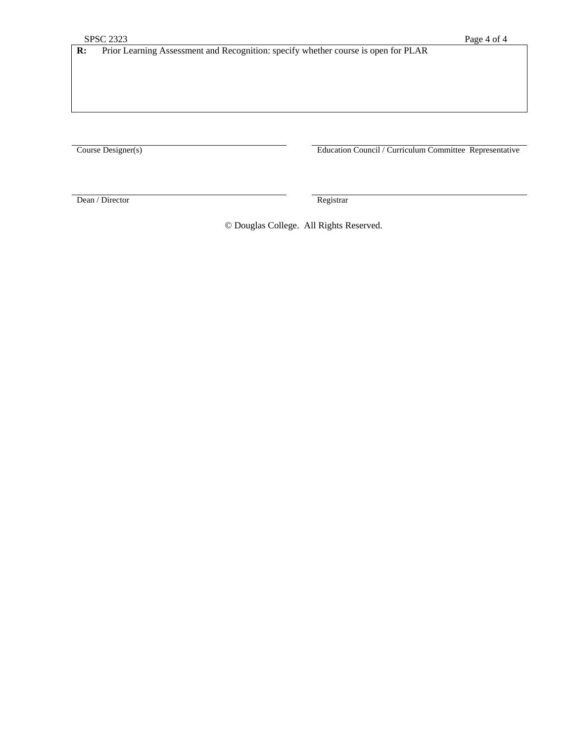**R:** Prior Learning Assessment and Recognition: specify whether course is open for PLAR

Course Designer(s)

Education Council / Curriculum Committee Representative

Dean / Director

Registrar

© Douglas College. All Rights Reserved.